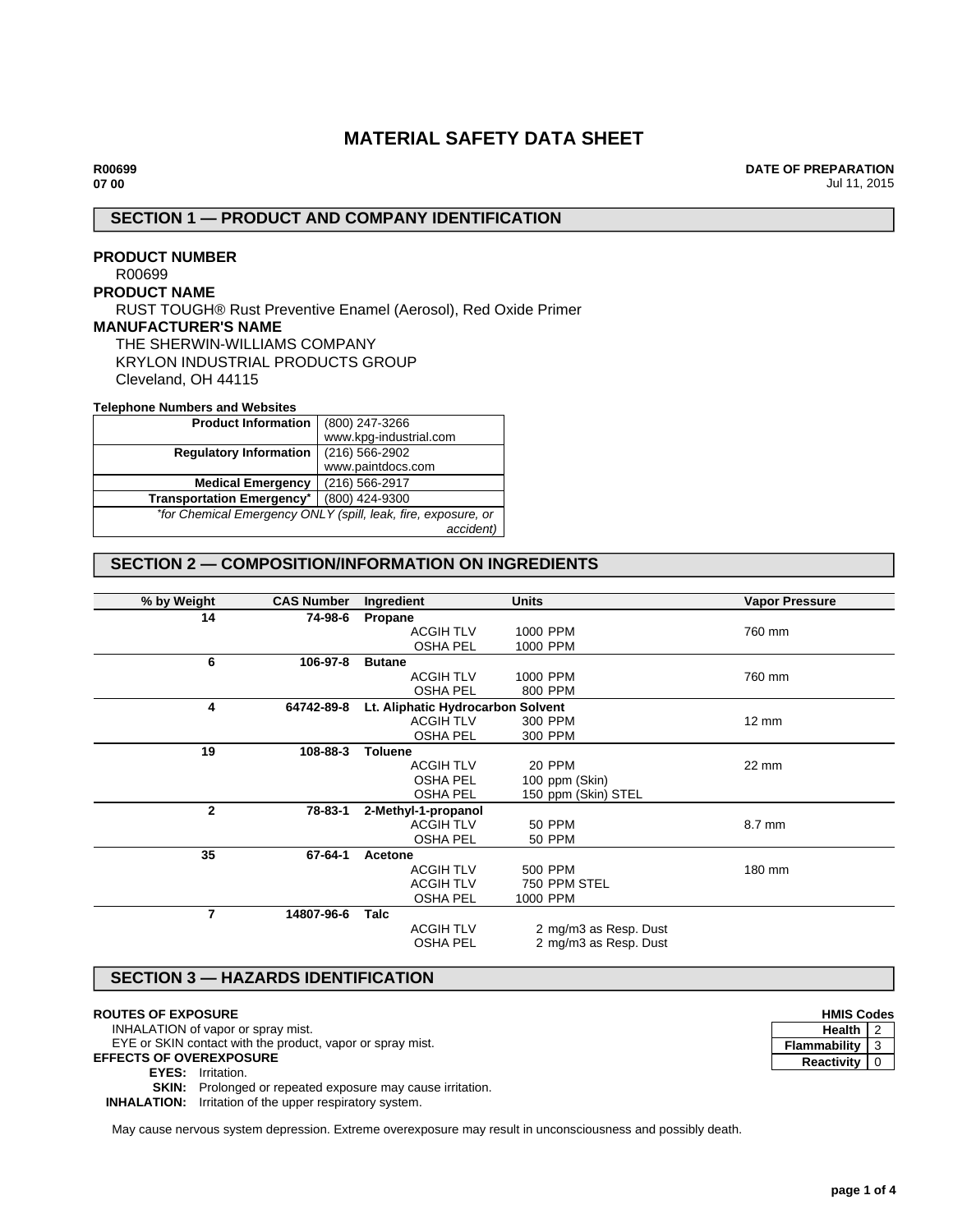# MATERIAL SAFETY DATA SHEET

**R00699**
**07 00**

**DATE OF PREPARATION**
Jul 11, 2015

## SECTION 1 — PRODUCT AND COMPANY IDENTIFICATION

**PRODUCT NUMBER**
R00699

**PRODUCT NAME**
RUST TOUGH® Rust Preventive Enamel (Aerosol), Red Oxide Primer

**MANUFACTURER'S NAME**
THE SHERWIN-WILLIAMS COMPANY
KRYLON INDUSTRIAL PRODUCTS GROUP
Cleveland, OH 44115

**Telephone Numbers and Websites**

| | |
|---|---|
| **Product Information** | (800) 247-3266<br>www.kpg-industrial.com |
| **Regulatory Information** | (216) 566-2902<br>www.paintdocs.com |
| **Medical Emergency** | (216) 566-2917 |
| **Transportation Emergency*** | (800) 424-9300 |

*\*for Chemical Emergency ONLY (spill, leak, fire, exposure, or accident)*

## SECTION 2 — COMPOSITION/INFORMATION ON INGREDIENTS

| % by Weight | CAS Number | Ingredient | | Units | Vapor Pressure |
|---|---|---|---|---|---|
| **14** | **74-98-6** | **Propane** | | | |
| | | | ACGIH TLV | 1000 PPM | 760 mm |
| | | | OSHA PEL | 1000 PPM | |
| **6** | **106-97-8** | **Butane** | | | |
| | | | ACGIH TLV | 1000 PPM | 760 mm |
| | | | OSHA PEL | 800 PPM | |
| **4** | **64742-89-8** | **Lt. Aliphatic Hydrocarbon Solvent** | | | |
| | | | ACGIH TLV | 300 PPM | 12 mm |
| | | | OSHA PEL | 300 PPM | |
| **19** | **108-88-3** | **Toluene** | | | |
| | | | ACGIH TLV | 20 PPM | 22 mm |
| | | | OSHA PEL | 100 ppm (Skin) | |
| | | | OSHA PEL | 150 ppm (Skin) STEL | |
| **2** | **78-83-1** | **2-Methyl-1-propanol** | | | |
| | | | ACGIH TLV | 50 PPM | 8.7 mm |
| | | | OSHA PEL | 50 PPM | |
| **35** | **67-64-1** | **Acetone** | | | |
| | | | ACGIH TLV | 500 PPM | 180 mm |
| | | | ACGIH TLV | 750 PPM STEL | |
| | | | OSHA PEL | 1000 PPM | |
| **7** | **14807-96-6** | **Talc** | | | |
| | | | ACGIH TLV | 2 mg/m3 as Resp. Dust | |
| | | | OSHA PEL | 2 mg/m3 as Resp. Dust | |

## SECTION 3 — HAZARDS IDENTIFICATION

**ROUTES OF EXPOSURE**
INHALATION of vapor or spray mist.
EYE or SKIN contact with the product, vapor or spray mist.

**EFFECTS OF OVEREXPOSURE**
**EYES:** Irritation.
**SKIN:** Prolonged or repeated exposure may cause irritation.
**INHALATION:** Irritation of the upper respiratory system.

May cause nervous system depression. Extreme overexposure may result in unconsciousness and possibly death.

**HMIS Codes**

| | |
|---|---|
| **Health** | 2 |
| **Flammability** | 3 |
| **Reactivity** | 0 |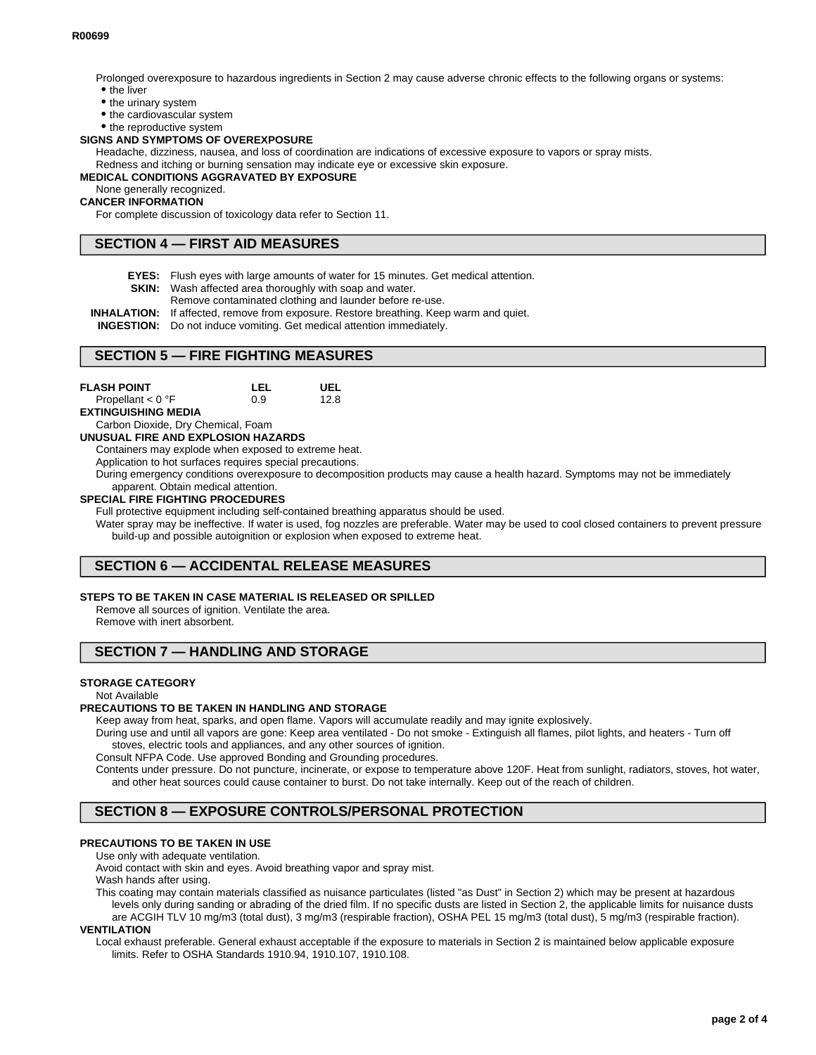Prolonged overexposure to hazardous ingredients in Section 2 may cause adverse chronic effects to the following organs or systems:

- the liver
- the urinary system
- the cardiovascular system
- the reproductive system

**SIGNS AND SYMPTOMS OF OVEREXPOSURE**

Headache, dizziness, nausea, and loss of coordination are indications of excessive exposure to vapors or spray mists.
Redness and itching or burning sensation may indicate eye or excessive skin exposure.

**MEDICAL CONDITIONS AGGRAVATED BY EXPOSURE**

None generally recognized.

**CANCER INFORMATION**

For complete discussion of toxicology data refer to Section 11.

## SECTION 4 — FIRST AID MEASURES

**EYES:** Flush eyes with large amounts of water for 15 minutes. Get medical attention.
**SKIN:** Wash affected area thoroughly with soap and water.
Remove contaminated clothing and launder before re-use.
**INHALATION:** If affected, remove from exposure. Restore breathing. Keep warm and quiet.
**INGESTION:** Do not induce vomiting. Get medical attention immediately.

## SECTION 5 — FIRE FIGHTING MEASURES

| FLASH POINT | LEL | UEL |
|---|---|---|
| Propellant < 0 °F | 0.9 | 12.8 |

**EXTINGUISHING MEDIA**

Carbon Dioxide, Dry Chemical, Foam

**UNUSUAL FIRE AND EXPLOSION HAZARDS**

Containers may explode when exposed to extreme heat.
Application to hot surfaces requires special precautions.
During emergency conditions overexposure to decomposition products may cause a health hazard. Symptoms may not be immediately apparent. Obtain medical attention.

**SPECIAL FIRE FIGHTING PROCEDURES**

Full protective equipment including self-contained breathing apparatus should be used.
Water spray may be ineffective. If water is used, fog nozzles are preferable. Water may be used to cool closed containers to prevent pressure build-up and possible autoignition or explosion when exposed to extreme heat.

## SECTION 6 — ACCIDENTAL RELEASE MEASURES

**STEPS TO BE TAKEN IN CASE MATERIAL IS RELEASED OR SPILLED**

Remove all sources of ignition. Ventilate the area.
Remove with inert absorbent.

## SECTION 7 — HANDLING AND STORAGE

**STORAGE CATEGORY**

Not Available

**PRECAUTIONS TO BE TAKEN IN HANDLING AND STORAGE**

Keep away from heat, sparks, and open flame. Vapors will accumulate readily and may ignite explosively.
During use and until all vapors are gone: Keep area ventilated - Do not smoke - Extinguish all flames, pilot lights, and heaters - Turn off stoves, electric tools and appliances, and any other sources of ignition.
Consult NFPA Code. Use approved Bonding and Grounding procedures.
Contents under pressure. Do not puncture, incinerate, or expose to temperature above 120F. Heat from sunlight, radiators, stoves, hot water, and other heat sources could cause container to burst. Do not take internally. Keep out of the reach of children.

## SECTION 8 — EXPOSURE CONTROLS/PERSONAL PROTECTION

**PRECAUTIONS TO BE TAKEN IN USE**

Use only with adequate ventilation.
Avoid contact with skin and eyes. Avoid breathing vapor and spray mist.
Wash hands after using.
This coating may contain materials classified as nuisance particulates (listed "as Dust" in Section 2) which may be present at hazardous levels only during sanding or abrading of the dried film. If no specific dusts are listed in Section 2, the applicable limits for nuisance dusts are ACGIH TLV 10 mg/m3 (total dust), 3 mg/m3 (respirable fraction), OSHA PEL 15 mg/m3 (total dust), 5 mg/m3 (respirable fraction).

**VENTILATION**

Local exhaust preferable. General exhaust acceptable if the exposure to materials in Section 2 is maintained below applicable exposure limits. Refer to OSHA Standards 1910.94, 1910.107, 1910.108.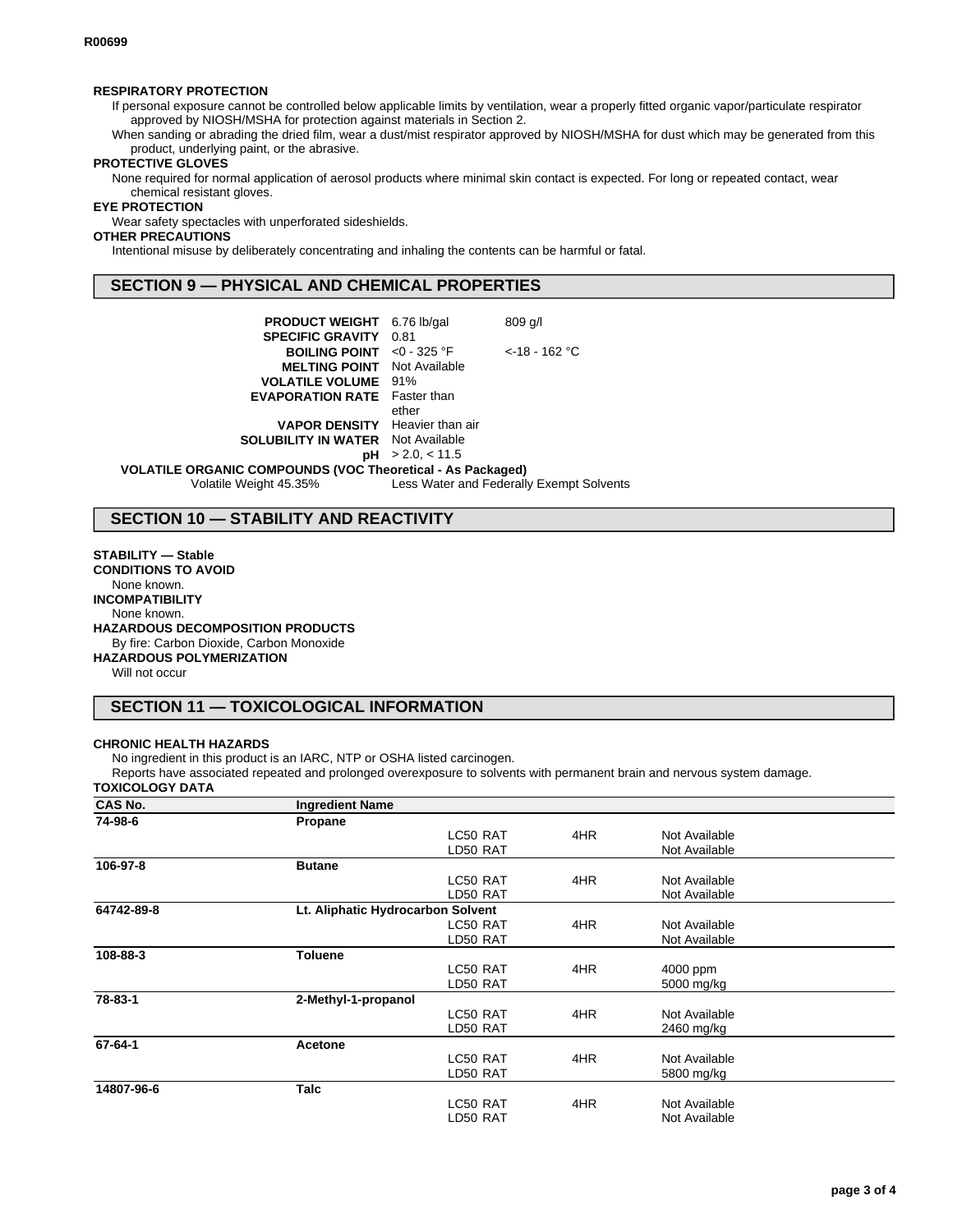**RESPIRATORY PROTECTION**

If personal exposure cannot be controlled below applicable limits by ventilation, wear a properly fitted organic vapor/particulate respirator approved by NIOSH/MSHA for protection against materials in Section 2.

When sanding or abrading the dried film, wear a dust/mist respirator approved by NIOSH/MSHA for dust which may be generated from this product, underlying paint, or the abrasive.

**PROTECTIVE GLOVES**

None required for normal application of aerosol products where minimal skin contact is expected. For long or repeated contact, wear chemical resistant gloves.

**EYE PROTECTION**

Wear safety spectacles with unperforated sideshields.

**OTHER PRECAUTIONS**

Intentional misuse by deliberately concentrating and inhaling the contents can be harmful or fatal.

## SECTION 9 — PHYSICAL AND CHEMICAL PROPERTIES

| | | |
|---|---|---|
| **PRODUCT WEIGHT** | 6.76 lb/gal | 809 g/l |
| **SPECIFIC GRAVITY** | 0.81 | |
| **BOILING POINT** | <0 - 325 °F | <-18 - 162 °C |
| **MELTING POINT** | Not Available | |
| **VOLATILE VOLUME** | 91% | |
| **EVAPORATION RATE** | Faster than ether | |
| **VAPOR DENSITY** | Heavier than air | |
| **SOLUBILITY IN WATER** | Not Available | |
| **pH** | > 2.0, < 11.5 | |

**VOLATILE ORGANIC COMPOUNDS (VOC Theoretical - As Packaged)**

Volatile Weight 45.35% Less Water and Federally Exempt Solvents

## SECTION 10 — STABILITY AND REACTIVITY

**STABILITY — Stable**

**CONDITIONS TO AVOID**

None known.

**INCOMPATIBILITY**

None known.

**HAZARDOUS DECOMPOSITION PRODUCTS**

By fire: Carbon Dioxide, Carbon Monoxide

**HAZARDOUS POLYMERIZATION**

Will not occur

## SECTION 11 — TOXICOLOGICAL INFORMATION

**CHRONIC HEALTH HAZARDS**

No ingredient in this product is an IARC, NTP or OSHA listed carcinogen.

Reports have associated repeated and prolonged overexposure to solvents with permanent brain and nervous system damage.

**TOXICOLOGY DATA**

| CAS No. | Ingredient Name | | | |
|---|---|---|---|---|
| **74-98-6** | **Propane** | | | |
| | | LC50 RAT | 4HR | Not Available |
| | | LD50 RAT | | Not Available |
| **106-97-8** | **Butane** | | | |
| | | LC50 RAT | 4HR | Not Available |
| | | LD50 RAT | | Not Available |
| **64742-89-8** | **Lt. Aliphatic Hydrocarbon Solvent** | | | |
| | | LC50 RAT | 4HR | Not Available |
| | | LD50 RAT | | Not Available |
| **108-88-3** | **Toluene** | | | |
| | | LC50 RAT | 4HR | 4000 ppm |
| | | LD50 RAT | | 5000 mg/kg |
| **78-83-1** | **2-Methyl-1-propanol** | | | |
| | | LC50 RAT | 4HR | Not Available |
| | | LD50 RAT | | 2460 mg/kg |
| **67-64-1** | **Acetone** | | | |
| | | LC50 RAT | 4HR | Not Available |
| | | LD50 RAT | | 5800 mg/kg |
| **14807-96-6** | **Talc** | | | |
| | | LC50 RAT | 4HR | Not Available |
| | | LD50 RAT | | Not Available |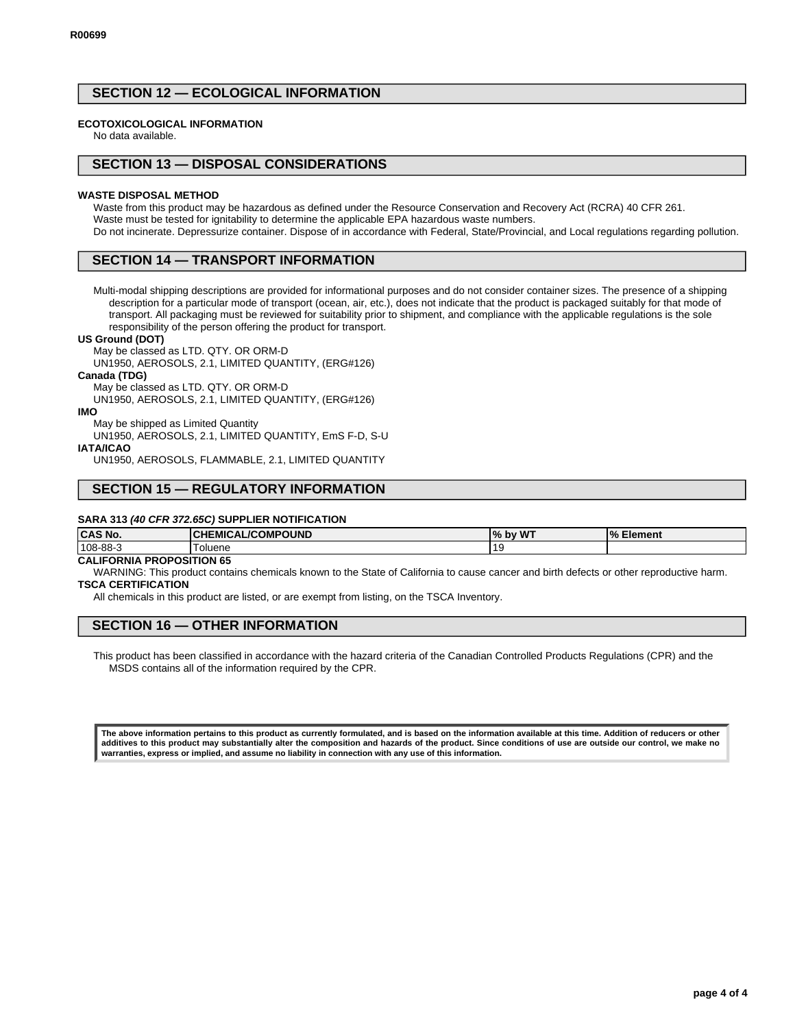## SECTION 12 — ECOLOGICAL INFORMATION

**ECOTOXICOLOGICAL INFORMATION**

No data available.

## SECTION 13 — DISPOSAL CONSIDERATIONS

**WASTE DISPOSAL METHOD**

Waste from this product may be hazardous as defined under the Resource Conservation and Recovery Act (RCRA) 40 CFR 261.
Waste must be tested for ignitability to determine the applicable EPA hazardous waste numbers.
Do not incinerate. Depressurize container. Dispose of in accordance with Federal, State/Provincial, and Local regulations regarding pollution.

## SECTION 14 — TRANSPORT INFORMATION

Multi-modal shipping descriptions are provided for informational purposes and do not consider container sizes. The presence of a shipping description for a particular mode of transport (ocean, air, etc.), does not indicate that the product is packaged suitably for that mode of transport. All packaging must be reviewed for suitability prior to shipment, and compliance with the applicable regulations is the sole responsibility of the person offering the product for transport.

**US Ground (DOT)**

May be classed as LTD. QTY. OR ORM-D
UN1950, AEROSOLS, 2.1, LIMITED QUANTITY, (ERG#126)

**Canada (TDG)**

May be classed as LTD. QTY. OR ORM-D
UN1950, AEROSOLS, 2.1, LIMITED QUANTITY, (ERG#126)

**IMO**

May be shipped as Limited Quantity
UN1950, AEROSOLS, 2.1, LIMITED QUANTITY, EmS F-D, S-U

**IATA/ICAO**

UN1950, AEROSOLS, FLAMMABLE, 2.1, LIMITED QUANTITY

## SECTION 15 — REGULATORY INFORMATION

**SARA 313 *(40 CFR 372.65C)* SUPPLIER NOTIFICATION**

| CAS No. | CHEMICAL/COMPOUND | % by WT | % Element |
|---|---|---|---|
| 108-88-3 | Toluene | 19 | |

**CALIFORNIA PROPOSITION 65**

WARNING: This product contains chemicals known to the State of California to cause cancer and birth defects or other reproductive harm.

**TSCA CERTIFICATION**

All chemicals in this product are listed, or are exempt from listing, on the TSCA Inventory.

## SECTION 16 — OTHER INFORMATION

This product has been classified in accordance with the hazard criteria of the Canadian Controlled Products Regulations (CPR) and the MSDS contains all of the information required by the CPR.

**The above information pertains to this product as currently formulated, and is based on the information available at this time. Addition of reducers or other additives to this product may substantially alter the composition and hazards of the product. Since conditions of use are outside our control, we make no warranties, express or implied, and assume no liability in connection with any use of this information.**